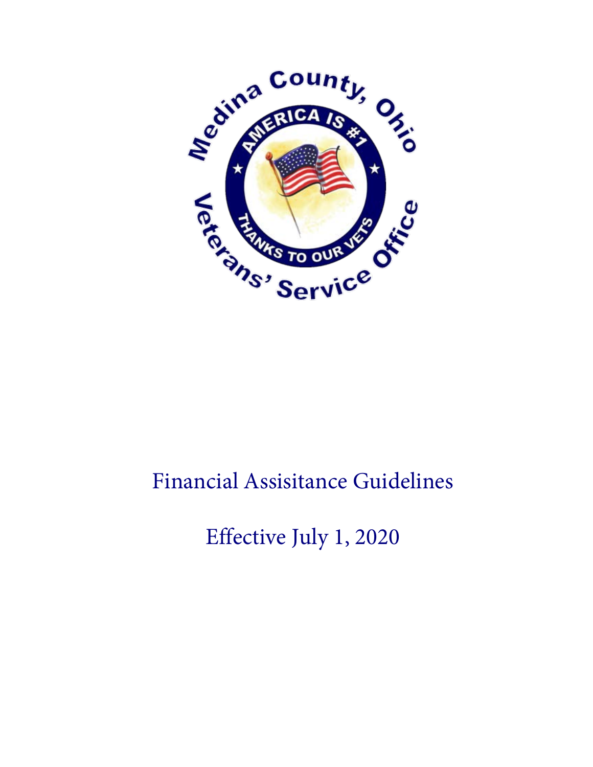# Financial Assisitance Guidelines

## Effective July 1, 2020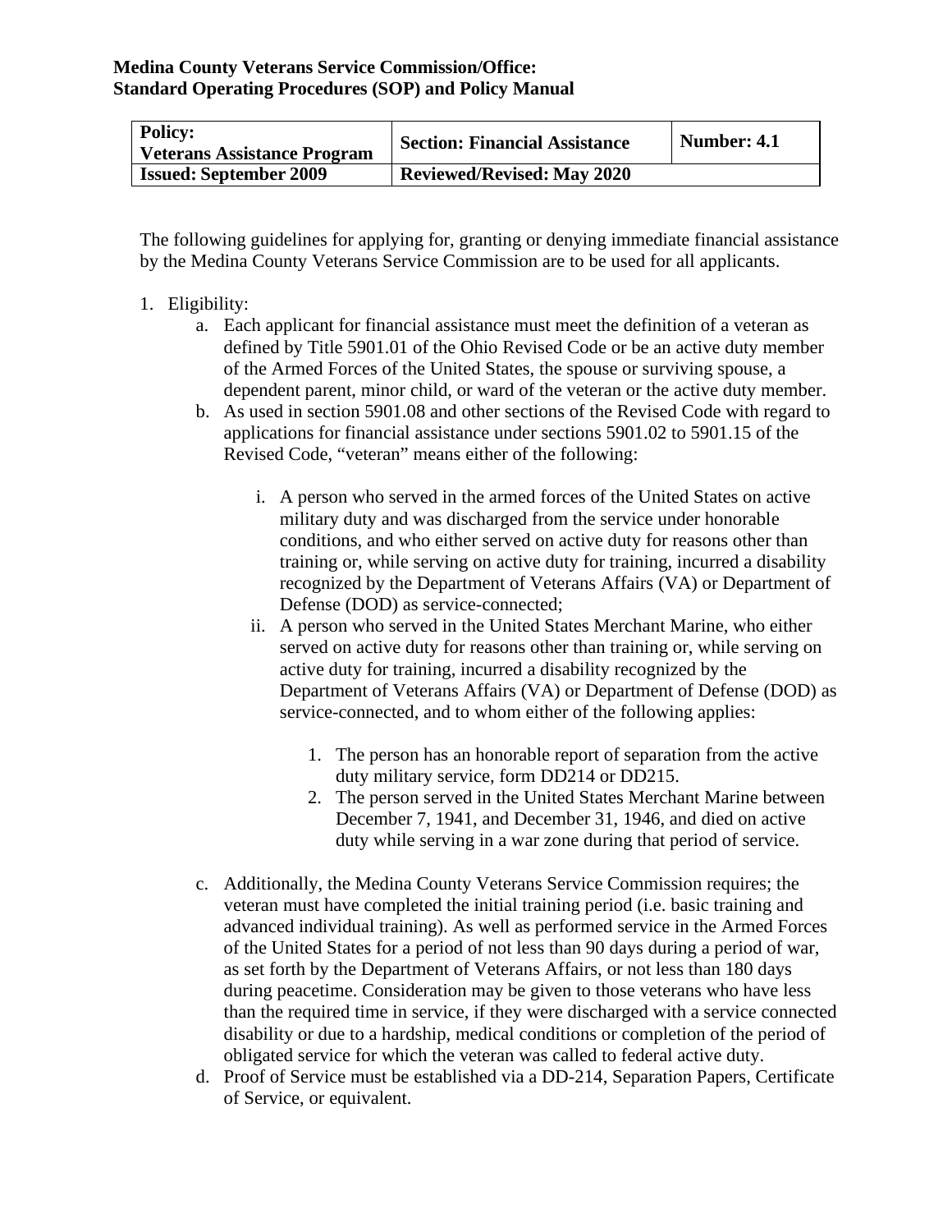**Medina County Veterans Service Commission/Office:**
**Standard Operating Procedures (SOP) and Policy Manual**

| **Policy: Veterans Assistance Program** | **Section: Financial Assistance** | **Number: 4.1** |
|---|---|---|
| **Issued: September 2009** | **Reviewed/Revised: May 2020** | |

The following guidelines for applying for, granting or denying immediate financial assistance by the Medina County Veterans Service Commission are to be used for all applicants.

1. Eligibility:
    a. Each applicant for financial assistance must meet the definition of a veteran as defined by Title 5901.01 of the Ohio Revised Code or be an active duty member of the Armed Forces of the United States, the spouse or surviving spouse, a dependent parent, minor child, or ward of the veteran or the active duty member.
    b. As used in section 5901.08 and other sections of the Revised Code with regard to applications for financial assistance under sections 5901.02 to 5901.15 of the Revised Code, "veteran" means either of the following:
        i. A person who served in the armed forces of the United States on active military duty and was discharged from the service under honorable conditions, and who either served on active duty for reasons other than training or, while serving on active duty for training, incurred a disability recognized by the Department of Veterans Affairs (VA) or Department of Defense (DOD) as service-connected;
        ii. A person who served in the United States Merchant Marine, who either served on active duty for reasons other than training or, while serving on active duty for training, incurred a disability recognized by the Department of Veterans Affairs (VA) or Department of Defense (DOD) as service-connected, and to whom either of the following applies:
            1. The person has an honorable report of separation from the active duty military service, form DD214 or DD215.
            2. The person served in the United States Merchant Marine between December 7, 1941, and December 31, 1946, and died on active duty while serving in a war zone during that period of service.
    c. Additionally, the Medina County Veterans Service Commission requires; the veteran must have completed the initial training period (i.e. basic training and advanced individual training). As well as performed service in the Armed Forces of the United States for a period of not less than 90 days during a period of war, as set forth by the Department of Veterans Affairs, or not less than 180 days during peacetime. Consideration may be given to those veterans who have less than the required time in service, if they were discharged with a service connected disability or due to a hardship, medical conditions or completion of the period of obligated service for which the veteran was called to federal active duty.
    d. Proof of Service must be established via a DD-214, Separation Papers, Certificate of Service, or equivalent.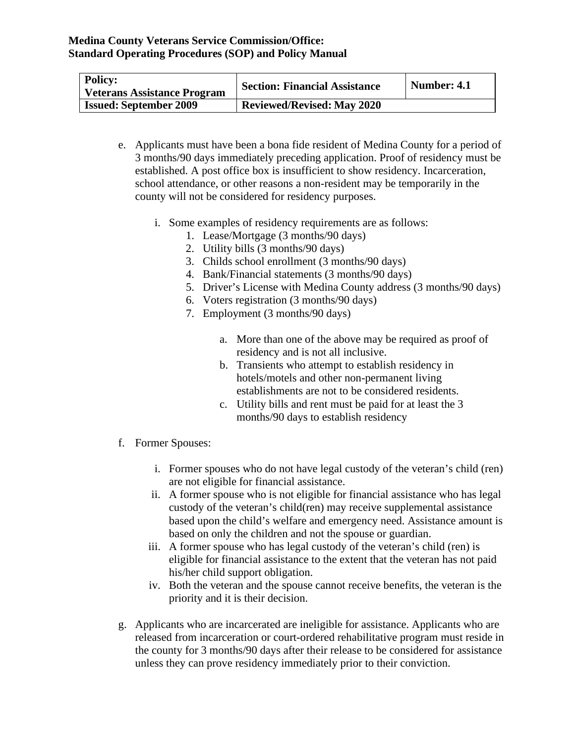e. Applicants must have been a bona fide resident of Medina County for a period of 3 months/90 days immediately preceding application. Proof of residency must be established. A post office box is insufficient to show residency. Incarceration, school attendance, or other reasons a non-resident may be temporarily in the county will not be considered for residency purposes.

   i. Some examples of residency requirements are as follows:
      1. Lease/Mortgage (3 months/90 days)
      2. Utility bills (3 months/90 days)
      3. Childs school enrollment (3 months/90 days)
      4. Bank/Financial statements (3 months/90 days)
      5. Driver's License with Medina County address (3 months/90 days)
      6. Voters registration (3 months/90 days)
      7. Employment (3 months/90 days)

         a. More than one of the above may be required as proof of residency and is not all inclusive.
         b. Transients who attempt to establish residency in hotels/motels and other non-permanent living establishments are not to be considered residents.
         c. Utility bills and rent must be paid for at least the 3 months/90 days to establish residency

f. Former Spouses:

   i. Former spouses who do not have legal custody of the veteran's child (ren) are not eligible for financial assistance.
   ii. A former spouse who is not eligible for financial assistance who has legal custody of the veteran's child(ren) may receive supplemental assistance based upon the child's welfare and emergency need. Assistance amount is based on only the children and not the spouse or guardian.
   iii. A former spouse who has legal custody of the veteran's child (ren) is eligible for financial assistance to the extent that the veteran has not paid his/her child support obligation.
   iv. Both the veteran and the spouse cannot receive benefits, the veteran is the priority and it is their decision.

g. Applicants who are incarcerated are ineligible for assistance. Applicants who are released from incarceration or court-ordered rehabilitative program must reside in the county for 3 months/90 days after their release to be considered for assistance unless they can prove residency immediately prior to their conviction.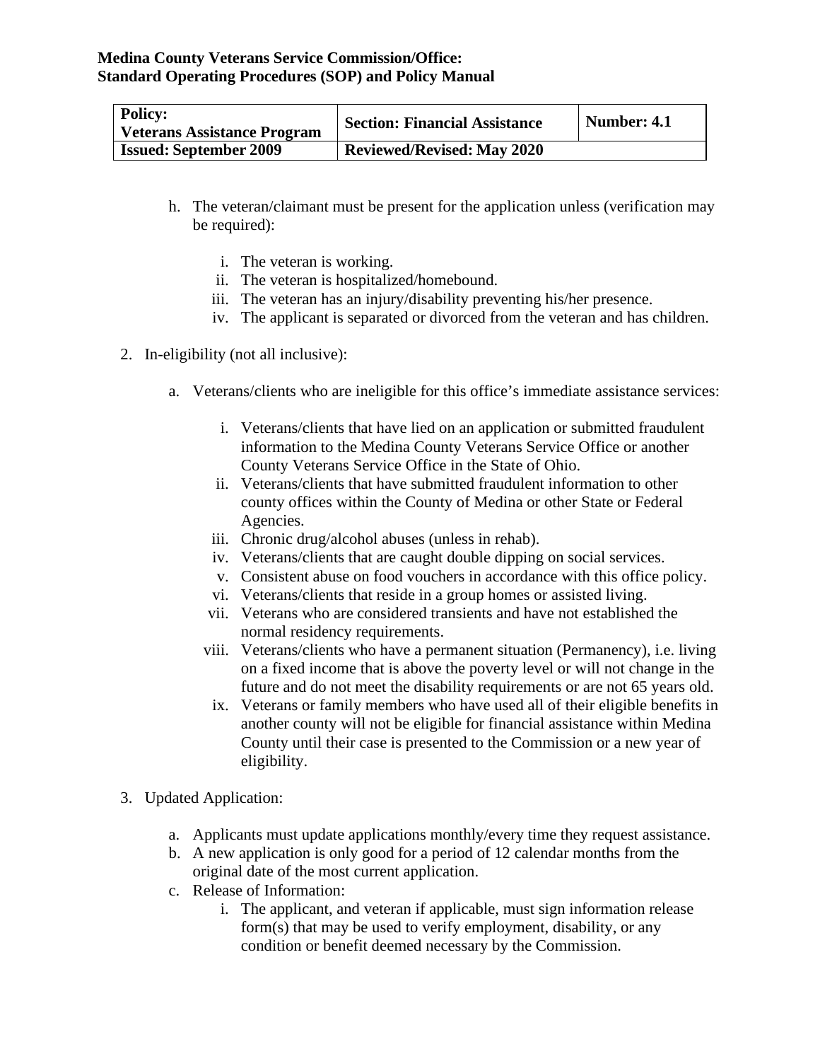h. The veteran/claimant must be present for the application unless (verification may be required):

    i. The veteran is working.
    ii. The veteran is hospitalized/homebound.
    iii. The veteran has an injury/disability preventing his/her presence.
    iv. The applicant is separated or divorced from the veteran and has children.

2. In-eligibility (not all inclusive):

    a. Veterans/clients who are ineligible for this office's immediate assistance services:

        i. Veterans/clients that have lied on an application or submitted fraudulent information to the Medina County Veterans Service Office or another County Veterans Service Office in the State of Ohio.
        ii. Veterans/clients that have submitted fraudulent information to other county offices within the County of Medina or other State or Federal Agencies.
        iii. Chronic drug/alcohol abuses (unless in rehab).
        iv. Veterans/clients that are caught double dipping on social services.
        v. Consistent abuse on food vouchers in accordance with this office policy.
        vi. Veterans/clients that reside in a group homes or assisted living.
        vii. Veterans who are considered transients and have not established the normal residency requirements.
        viii. Veterans/clients who have a permanent situation (Permanency), i.e. living on a fixed income that is above the poverty level or will not change in the future and do not meet the disability requirements or are not 65 years old.
        ix. Veterans or family members who have used all of their eligible benefits in another county will not be eligible for financial assistance within Medina County until their case is presented to the Commission or a new year of eligibility.

3. Updated Application:

    a. Applicants must update applications monthly/every time they request assistance.
    b. A new application is only good for a period of 12 calendar months from the original date of the most current application.
    c. Release of Information:
        i. The applicant, and veteran if applicable, must sign information release form(s) that may be used to verify employment, disability, or any condition or benefit deemed necessary by the Commission.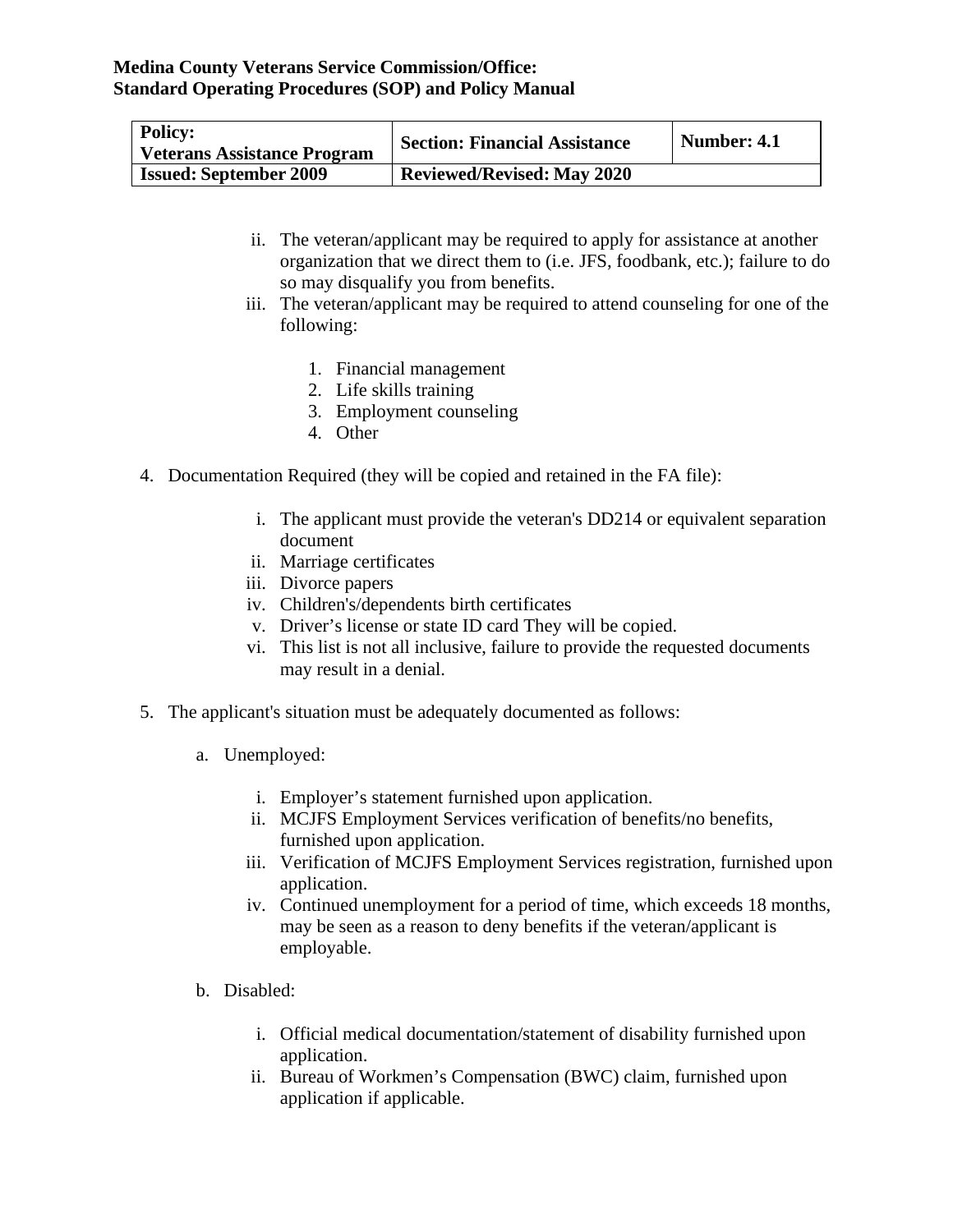ii. The veteran/applicant may be required to apply for assistance at another organization that we direct them to (i.e. JFS, foodbank, etc.); failure to do so may disqualify you from benefits.

iii. The veteran/applicant may be required to attend counseling for one of the following:

1. Financial management
2. Life skills training
3. Employment counseling
4. Other

4. Documentation Required (they will be copied and retained in the FA file):

   i. The applicant must provide the veteran's DD214 or equivalent separation document
   ii. Marriage certificates
   iii. Divorce papers
   iv. Children's/dependents birth certificates
   v. Driver's license or state ID card They will be copied.
   vi. This list is not all inclusive, failure to provide the requested documents may result in a denial.

5. The applicant's situation must be adequately documented as follows:

   a. Unemployed:

      i. Employer's statement furnished upon application.
      ii. MCJFS Employment Services verification of benefits/no benefits, furnished upon application.
      iii. Verification of MCJFS Employment Services registration, furnished upon application.
      iv. Continued unemployment for a period of time, which exceeds 18 months, may be seen as a reason to deny benefits if the veteran/applicant is employable.

   b. Disabled:

      i. Official medical documentation/statement of disability furnished upon application.
      ii. Bureau of Workmen's Compensation (BWC) claim, furnished upon application if applicable.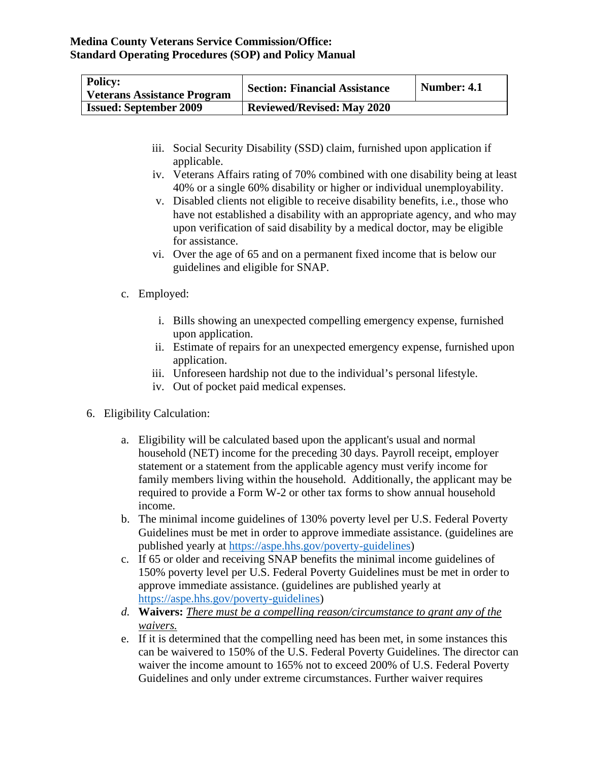**Medina County Veterans Service Commission/Office:**
**Standard Operating Procedures (SOP) and Policy Manual**

| **Policy:** **Veterans Assistance Program** | **Section: Financial Assistance** | **Number: 4.1** |
|---|---|---|
| **Issued: September 2009** | **Reviewed/Revised: May 2020** | |

iii. Social Security Disability (SSD) claim, furnished upon application if applicable.
iv. Veterans Affairs rating of 70% combined with one disability being at least 40% or a single 60% disability or higher or individual unemployability.
v. Disabled clients not eligible to receive disability benefits, i.e., those who have not established a disability with an appropriate agency, and who may upon verification of said disability by a medical doctor, may be eligible for assistance.
vi. Over the age of 65 and on a permanent fixed income that is below our guidelines and eligible for SNAP.

c. Employed:

i. Bills showing an unexpected compelling emergency expense, furnished upon application.
ii. Estimate of repairs for an unexpected emergency expense, furnished upon application.
iii. Unforeseen hardship not due to the individual's personal lifestyle.
iv. Out of pocket paid medical expenses.

6. Eligibility Calculation:

a. Eligibility will be calculated based upon the applicant's usual and normal household (NET) income for the preceding 30 days. Payroll receipt, employer statement or a statement from the applicable agency must verify income for family members living within the household. Additionally, the applicant may be required to provide a Form W-2 or other tax forms to show annual household income.
b. The minimal income guidelines of 130% poverty level per U.S. Federal Poverty Guidelines must be met in order to approve immediate assistance. (guidelines are published yearly at https://aspe.hhs.gov/poverty-guidelines)
c. If 65 or older and receiving SNAP benefits the minimal income guidelines of 150% poverty level per U.S. Federal Poverty Guidelines must be met in order to approve immediate assistance. (guidelines are published yearly at https://aspe.hhs.gov/poverty-guidelines)
*d.* **Waivers:** *There must be a compelling reason/circumstance to grant any of the waivers.*
e. If it is determined that the compelling need has been met, in some instances this can be waivered to 150% of the U.S. Federal Poverty Guidelines. The director can waiver the income amount to 165% not to exceed 200% of U.S. Federal Poverty Guidelines and only under extreme circumstances. Further waiver requires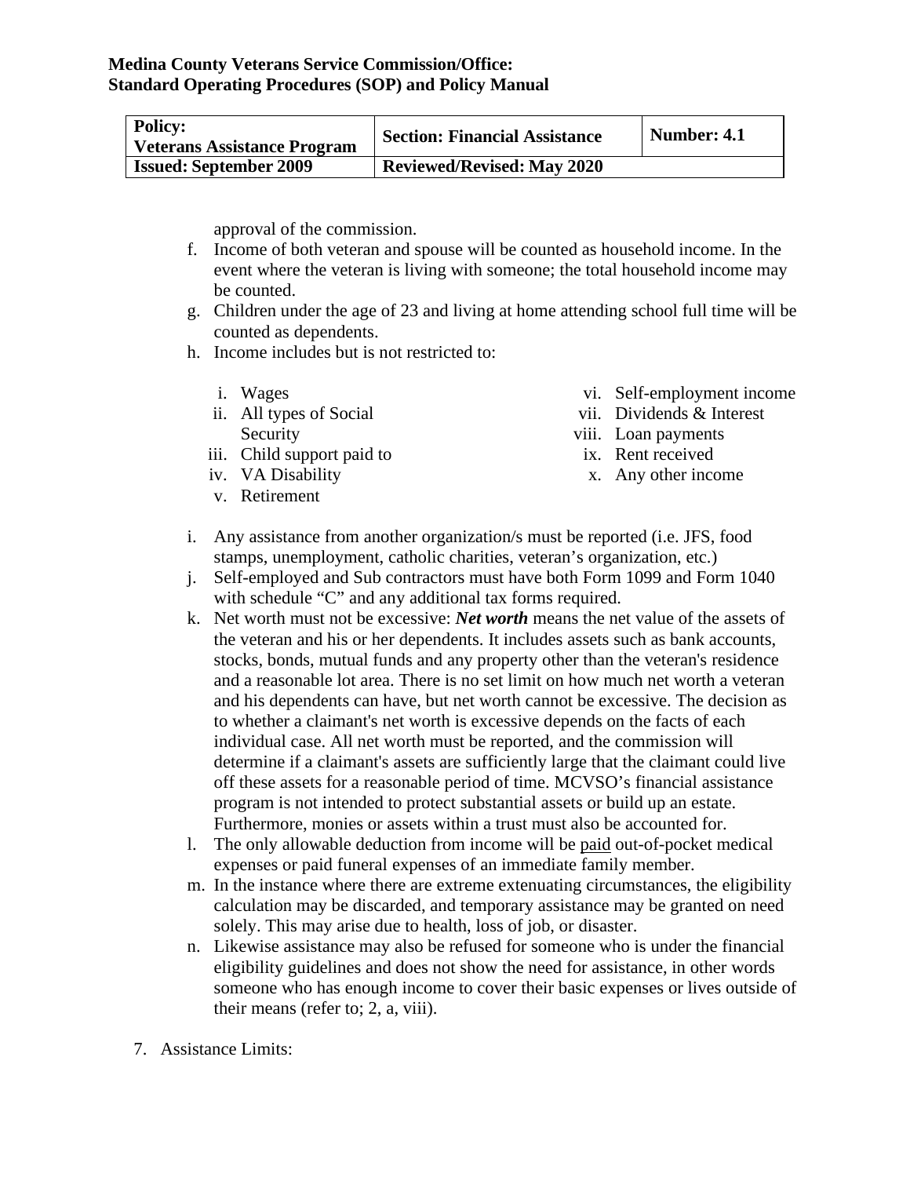approval of the commission.

f. Income of both veteran and spouse will be counted as household income. In the event where the veteran is living with someone; the total household income may be counted.

g. Children under the age of 23 and living at home attending school full time will be counted as dependents.

h. Income includes but is not restricted to:

   i. Wages
   ii. All types of Social Security
   iii. Child support paid to
   iv. VA Disability
   v. Retirement
   vi. Self-employment income
   vii. Dividends & Interest
   viii. Loan payments
   ix. Rent received
   x. Any other income

i. Any assistance from another organization/s must be reported (i.e. JFS, food stamps, unemployment, catholic charities, veteran's organization, etc.)

j. Self-employed and Sub contractors must have both Form 1099 and Form 1040 with schedule "C" and any additional tax forms required.

k. Net worth must not be excessive: ***Net worth*** means the net value of the assets of the veteran and his or her dependents. It includes assets such as bank accounts, stocks, bonds, mutual funds and any property other than the veteran's residence and a reasonable lot area. There is no set limit on how much net worth a veteran and his dependents can have, but net worth cannot be excessive. The decision as to whether a claimant's net worth is excessive depends on the facts of each individual case. All net worth must be reported, and the commission will determine if a claimant's assets are sufficiently large that the claimant could live off these assets for a reasonable period of time. MCVSO's financial assistance program is not intended to protect substantial assets or build up an estate. Furthermore, monies or assets within a trust must also be accounted for.

l. The only allowable deduction from income will be <u>paid</u> out-of-pocket medical expenses or paid funeral expenses of an immediate family member.

m. In the instance where there are extreme extenuating circumstances, the eligibility calculation may be discarded, and temporary assistance may be granted on need solely. This may arise due to health, loss of job, or disaster.

n. Likewise assistance may also be refused for someone who is under the financial eligibility guidelines and does not show the need for assistance, in other words someone who has enough income to cover their basic expenses or lives outside of their means (refer to; 2, a, viii).

7. Assistance Limits: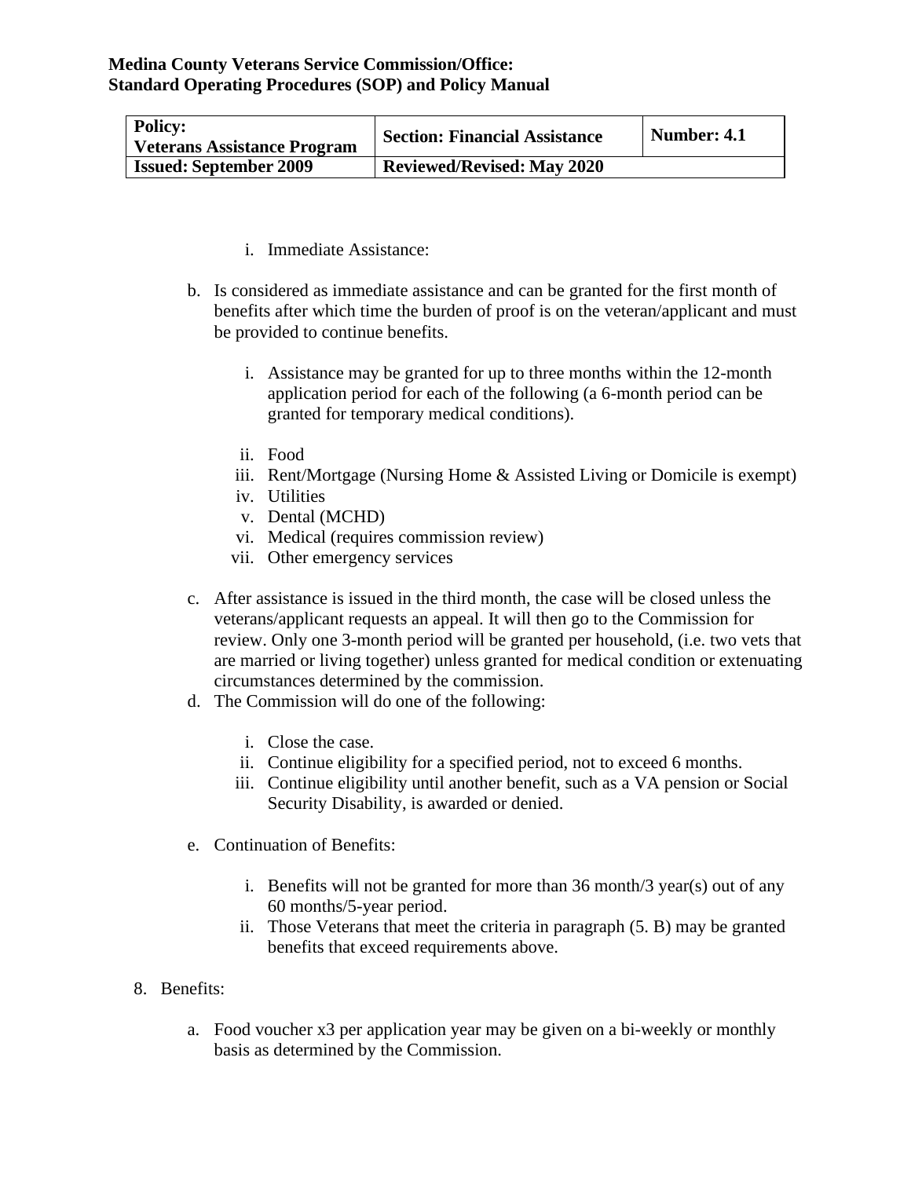i. Immediate Assistance:

b. Is considered as immediate assistance and can be granted for the first month of benefits after which time the burden of proof is on the veteran/applicant and must be provided to continue benefits.

    i. Assistance may be granted for up to three months within the 12-month application period for each of the following (a 6-month period can be granted for temporary medical conditions).

    ii. Food
    iii. Rent/Mortgage (Nursing Home & Assisted Living or Domicile is exempt)
    iv. Utilities
    v. Dental (MCHD)
    vi. Medical (requires commission review)
    vii. Other emergency services

c. After assistance is issued in the third month, the case will be closed unless the veterans/applicant requests an appeal. It will then go to the Commission for review. Only one 3-month period will be granted per household, (i.e. two vets that are married or living together) unless granted for medical condition or extenuating circumstances determined by the commission.

d. The Commission will do one of the following:

    i. Close the case.
    ii. Continue eligibility for a specified period, not to exceed 6 months.
    iii. Continue eligibility until another benefit, such as a VA pension or Social Security Disability, is awarded or denied.

e. Continuation of Benefits:

    i. Benefits will not be granted for more than 36 month/3 year(s) out of any 60 months/5-year period.
    ii. Those Veterans that meet the criteria in paragraph (5. B) may be granted benefits that exceed requirements above.

8. Benefits:

    a. Food voucher x3 per application year may be given on a bi-weekly or monthly basis as determined by the Commission.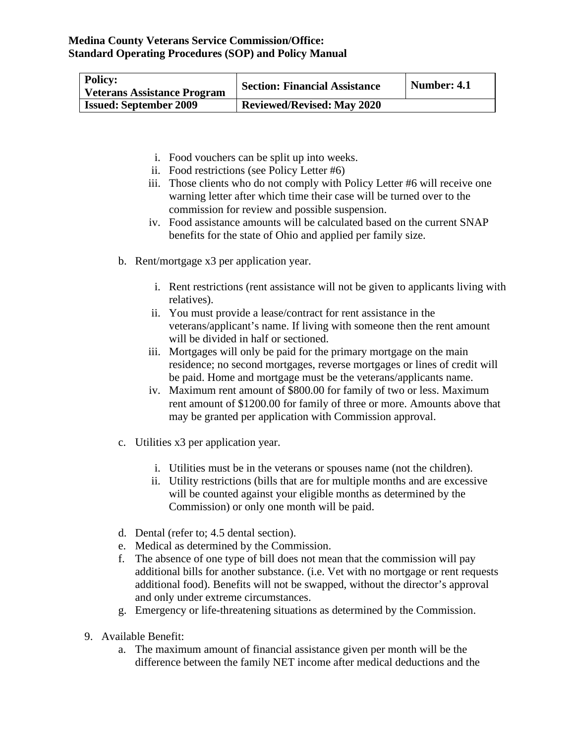i. Food vouchers can be split up into weeks.
ii. Food restrictions (see Policy Letter #6)
iii. Those clients who do not comply with Policy Letter #6 will receive one warning letter after which time their case will be turned over to the commission for review and possible suspension.
iv. Food assistance amounts will be calculated based on the current SNAP benefits for the state of Ohio and applied per family size.

b. Rent/mortgage x3 per application year.

   i. Rent restrictions (rent assistance will not be given to applicants living with relatives).
   ii. You must provide a lease/contract for rent assistance in the veterans/applicant's name. If living with someone then the rent amount will be divided in half or sectioned.
   iii. Mortgages will only be paid for the primary mortgage on the main residence; no second mortgages, reverse mortgages or lines of credit will be paid. Home and mortgage must be the veterans/applicants name.
   iv. Maximum rent amount of $800.00 for family of two or less. Maximum rent amount of $1200.00 for family of three or more. Amounts above that may be granted per application with Commission approval.

c. Utilities x3 per application year.

   i. Utilities must be in the veterans or spouses name (not the children).
   ii. Utility restrictions (bills that are for multiple months and are excessive will be counted against your eligible months as determined by the Commission) or only one month will be paid.

d. Dental (refer to; 4.5 dental section).
e. Medical as determined by the Commission.
f. The absence of one type of bill does not mean that the commission will pay additional bills for another substance. (i.e. Vet with no mortgage or rent requests additional food). Benefits will not be swapped, without the director's approval and only under extreme circumstances.
g. Emergency or life-threatening situations as determined by the Commission.

9. Available Benefit:
   a. The maximum amount of financial assistance given per month will be the difference between the family NET income after medical deductions and the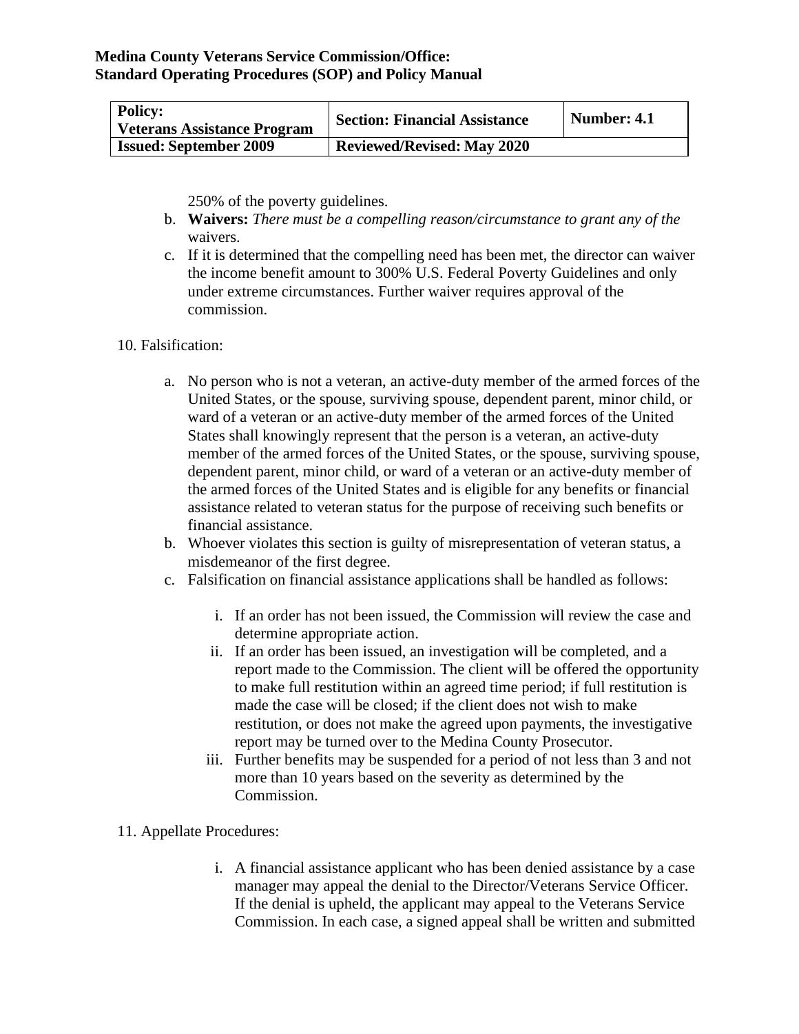250% of the poverty guidelines.

b. **Waivers:** *There must be a compelling reason/circumstance to grant any of the* waivers.

c. If it is determined that the compelling need has been met, the director can waiver the income benefit amount to 300% U.S. Federal Poverty Guidelines and only under extreme circumstances. Further waiver requires approval of the commission.

10. Falsification:

a. No person who is not a veteran, an active-duty member of the armed forces of the United States, or the spouse, surviving spouse, dependent parent, minor child, or ward of a veteran or an active-duty member of the armed forces of the United States shall knowingly represent that the person is a veteran, an active-duty member of the armed forces of the United States, or the spouse, surviving spouse, dependent parent, minor child, or ward of a veteran or an active-duty member of the armed forces of the United States and is eligible for any benefits or financial assistance related to veteran status for the purpose of receiving such benefits or financial assistance.

b. Whoever violates this section is guilty of misrepresentation of veteran status, a misdemeanor of the first degree.

c. Falsification on financial assistance applications shall be handled as follows:

   i. If an order has not been issued, the Commission will review the case and determine appropriate action.

   ii. If an order has been issued, an investigation will be completed, and a report made to the Commission. The client will be offered the opportunity to make full restitution within an agreed time period; if full restitution is made the case will be closed; if the client does not wish to make restitution, or does not make the agreed upon payments, the investigative report may be turned over to the Medina County Prosecutor.

   iii. Further benefits may be suspended for a period of not less than 3 and not more than 10 years based on the severity as determined by the Commission.

11. Appellate Procedures:

   i. A financial assistance applicant who has been denied assistance by a case manager may appeal the denial to the Director/Veterans Service Officer. If the denial is upheld, the applicant may appeal to the Veterans Service Commission. In each case, a signed appeal shall be written and submitted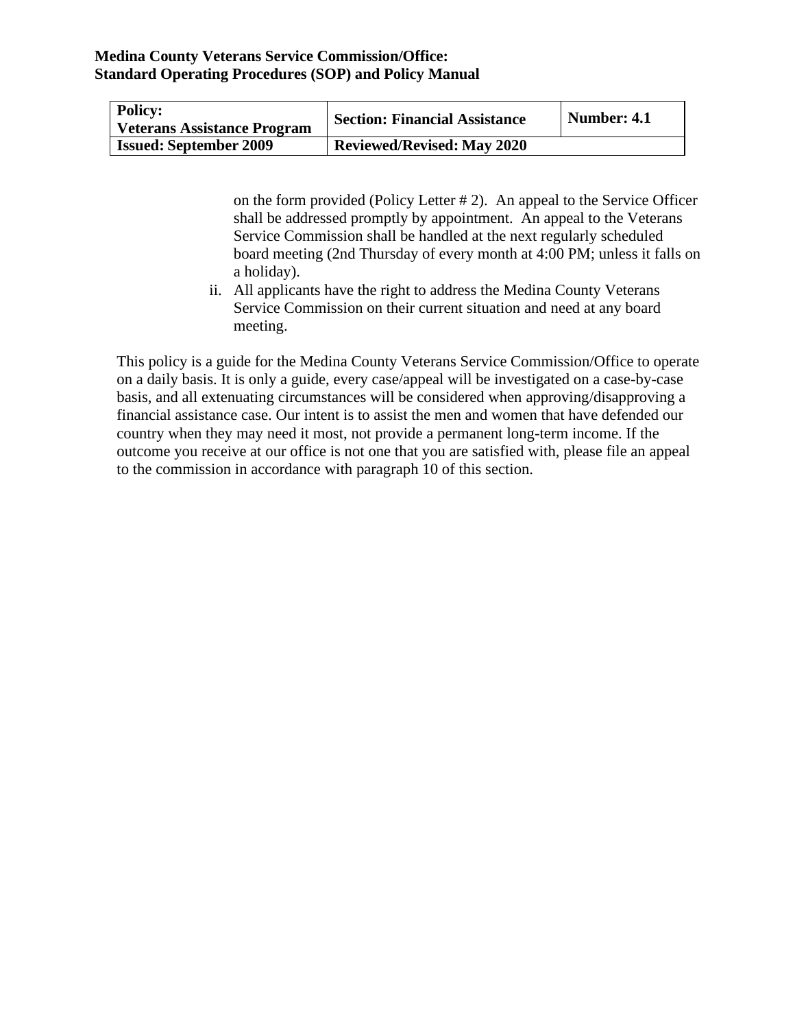on the form provided (Policy Letter # 2). An appeal to the Service Officer shall be addressed promptly by appointment. An appeal to the Veterans Service Commission shall be handled at the next regularly scheduled board meeting (2nd Thursday of every month at 4:00 PM; unless it falls on a holiday).

ii. All applicants have the right to address the Medina County Veterans Service Commission on their current situation and need at any board meeting.

This policy is a guide for the Medina County Veterans Service Commission/Office to operate on a daily basis. It is only a guide, every case/appeal will be investigated on a case-by-case basis, and all extenuating circumstances will be considered when approving/disapproving a financial assistance case. Our intent is to assist the men and women that have defended our country when they may need it most, not provide a permanent long-term income. If the outcome you receive at our office is not one that you are satisfied with, please file an appeal to the commission in accordance with paragraph 10 of this section.